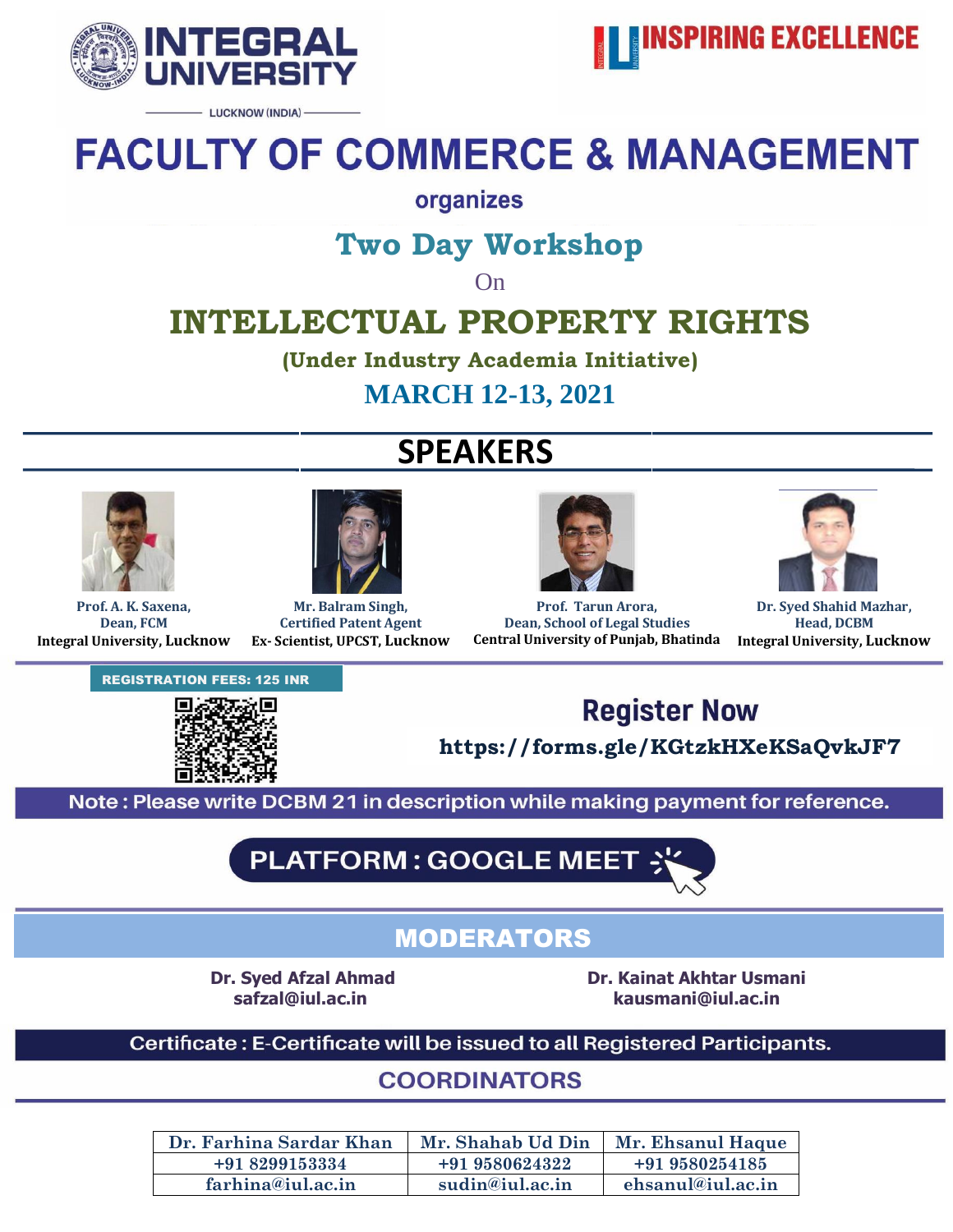# INTEGRAL UNIVERSITY

LUCKNOW (INDIA)

INSPIRING EXCELLENCE

# FACULTY OF COMMERCE & MANAGEMENT

organizes

## Two Day Workshop

On

# INTELLECTUAL PROPERTY RIGHTS

**(Under Industry Academia Initiative)**

**MARCH 12-13, 2021**

## SPEAKERS

**Prof. A. K. Saxena,**
**Dean, FCM**
**Integral University, Lucknow**

**Mr. Balram Singh,**
**Certified Patent Agent**
**Ex- Scientist, UPCST, Lucknow**

**Prof. Tarun Arora,**
**Dean, School of Legal Studies**
**Central University of Punjab, Bhatinda**

**Dr. Syed Shahid Mazhar,**
**Head, DCBM**
**Integral University, Lucknow**

**REGISTRATION FEES: 125 INR**

**Register Now**

**https://forms.gle/KGtzkHXeKSaQvkJF7**

**Note : Please write DCBM 21 in description while making payment for reference.**

**PLATFORM : GOOGLE MEET**

## MODERATORS

**Dr. Syed Afzal Ahmad**
**safzal@iul.ac.in**

**Dr. Kainat Akhtar Usmani**
**kausmani@iul.ac.in**

**Certificate : E-Certificate will be issued to all Registered Participants.**

## COORDINATORS

| Dr. Farhina Sardar Khan | Mr. Shahab Ud Din | Mr. Ehsanul Haque |
|---|---|---|
| +91 8299153334 | +91 9580624322 | +91 9580254185 |
| farhina@iul.ac.in | sudin@iul.ac.in | ehsanul@iul.ac.in |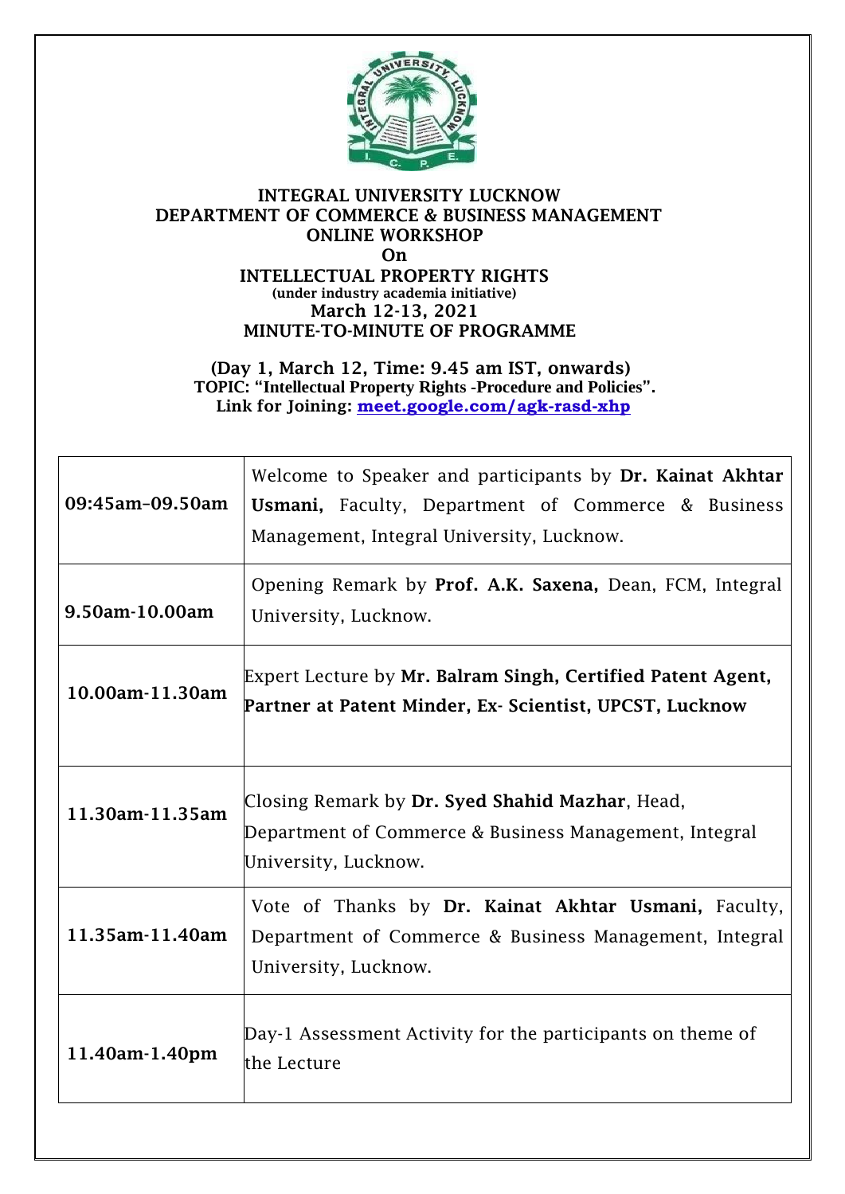**INTEGRAL UNIVERSITY LUCKNOW**
**DEPARTMENT OF COMMERCE & BUSINESS MANAGEMENT**
**ONLINE WORKSHOP**
**On**
**INTELLECTUAL PROPERTY RIGHTS**
**(under industry academia initiative)**
**March 12-13, 2021**
**MINUTE-TO-MINUTE OF PROGRAMME**

**(Day 1, March 12, Time: 9.45 am IST, onwards)**
**TOPIC: "Intellectual Property Rights -Procedure and Policies".**
**Link for Joining: meet.google.com/agk-rasd-xhp**

| | |
|---|---|
| **09:45am–09.50am** | Welcome to Speaker and participants by **Dr. Kainat Akhtar Usmani,** Faculty, Department of Commerce & Business Management, Integral University, Lucknow. |
| **9.50am-10.00am** | Opening Remark by **Prof. A.K. Saxena,** Dean, FCM, Integral University, Lucknow. |
| **10.00am-11.30am** | Expert Lecture by **Mr. Balram Singh, Certified Patent Agent, Partner at Patent Minder, Ex- Scientist, UPCST, Lucknow** |
| **11.30am-11.35am** | Closing Remark by **Dr. Syed Shahid Mazhar**, Head, Department of Commerce & Business Management, Integral University, Lucknow. |
| **11.35am-11.40am** | Vote of Thanks by **Dr. Kainat Akhtar Usmani,** Faculty, Department of Commerce & Business Management, Integral University, Lucknow. |
| **11.40am-1.40pm** | Day-1 Assessment Activity for the participants on theme of the Lecture |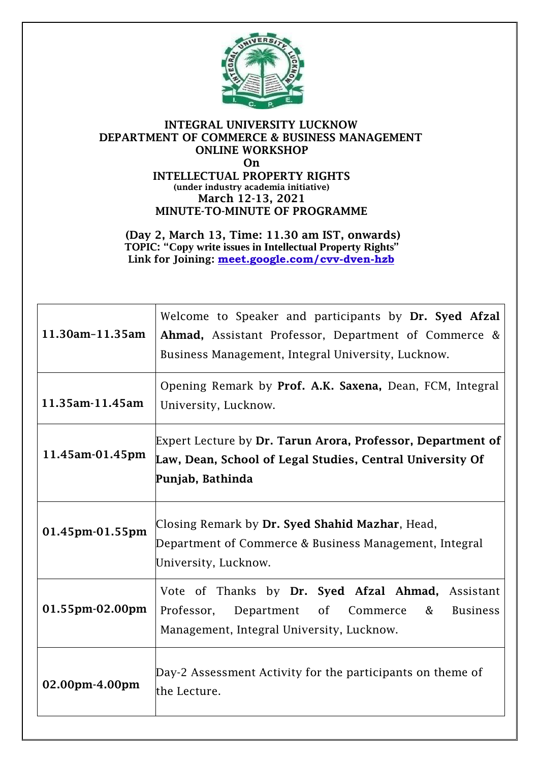**INTEGRAL UNIVERSITY LUCKNOW**
**DEPARTMENT OF COMMERCE & BUSINESS MANAGEMENT**
**ONLINE WORKSHOP**
**On**
**INTELLECTUAL PROPERTY RIGHTS**
**(under industry academia initiative)**
**March 12-13, 2021**
**MINUTE-TO-MINUTE OF PROGRAMME**

**(Day 2, March 13, Time: 11.30 am IST, onwards)**
**TOPIC: "Copy write issues in Intellectual Property Rights"**
**Link for Joining: meet.google.com/cvv-dven-hzb**

| | |
|---|---|
| 11.30am–11.35am | Welcome to Speaker and participants by **Dr. Syed Afzal Ahmad,** Assistant Professor, Department of Commerce & Business Management, Integral University, Lucknow. |
| 11.35am-11.45am | Opening Remark by **Prof. A.K. Saxena,** Dean, FCM, Integral University, Lucknow. |
| 11.45am-01.45pm | Expert Lecture by **Dr. Tarun Arora, Professor, Department of Law, Dean, School of Legal Studies, Central University Of Punjab, Bathinda** |
| 01.45pm-01.55pm | Closing Remark by **Dr. Syed Shahid Mazhar**, Head, Department of Commerce & Business Management, Integral University, Lucknow. |
| 01.55pm-02.00pm | Vote of Thanks by **Dr. Syed Afzal Ahmad,** Assistant Professor, Department of Commerce & Business Management, Integral University, Lucknow. |
| 02.00pm-4.00pm | Day-2 Assessment Activity for the participants on theme of the Lecture. |